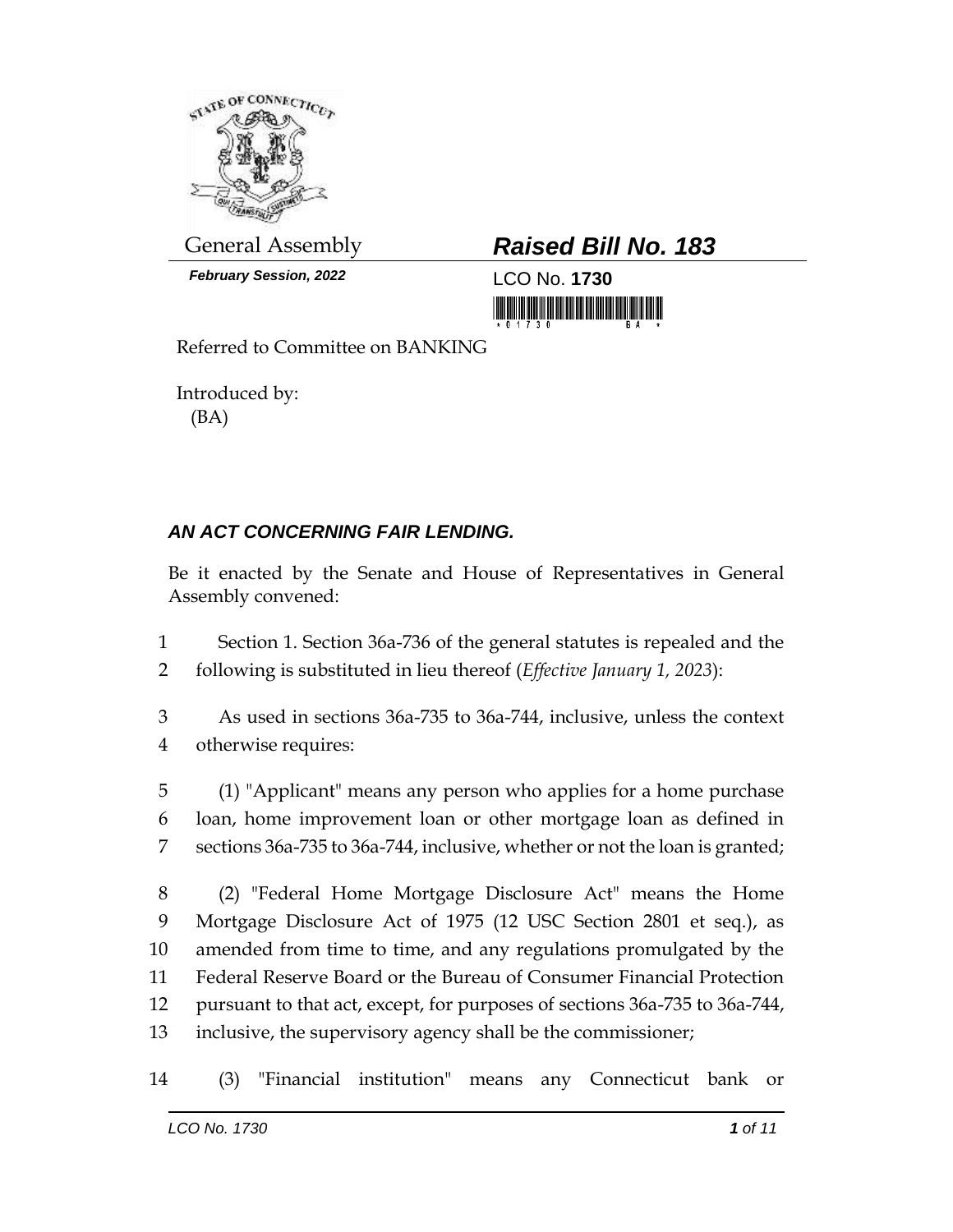General Assembly

***February Session, 2022***

# ***Raised Bill No. 183***

LCO No. **1730**

Referred to Committee on BANKING

Introduced by:
(BA)

## ***AN ACT CONCERNING FAIR LENDING.***

Be it enacted by the Senate and House of Representatives in General Assembly convened:

1 Section 1. Section 36a-736 of the general statutes is repealed and the
2 following is substituted in lieu thereof (*Effective January 1, 2023*):

3 As used in sections 36a-735 to 36a-744, inclusive, unless the context
4 otherwise requires:

5 (1) "Applicant" means any person who applies for a home purchase
6 loan, home improvement loan or other mortgage loan as defined in
7 sections 36a-735 to 36a-744, inclusive, whether or not the loan is granted;

8 (2) "Federal Home Mortgage Disclosure Act" means the Home
9 Mortgage Disclosure Act of 1975 (12 USC Section 2801 et seq.), as
10 amended from time to time, and any regulations promulgated by the
11 Federal Reserve Board or the Bureau of Consumer Financial Protection
12 pursuant to that act, except, for purposes of sections 36a-735 to 36a-744,
13 inclusive, the supervisory agency shall be the commissioner;

14 (3) "Financial institution" means any Connecticut bank or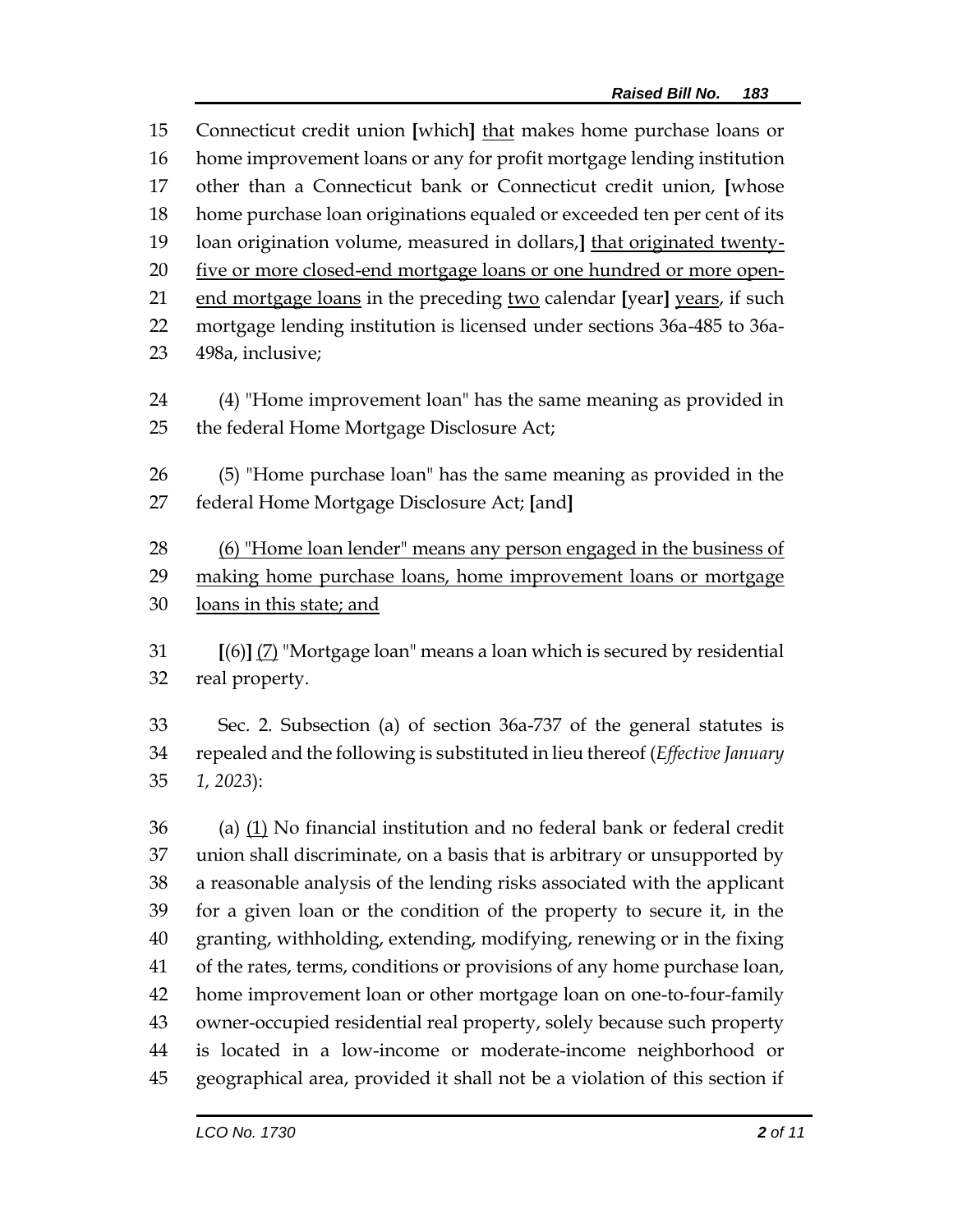Connecticut credit union [which] <u>that</u> makes home purchase loans or home improvement loans or any for profit mortgage lending institution other than a Connecticut bank or Connecticut credit union, [whose home purchase loan originations equaled or exceeded ten per cent of its loan origination volume, measured in dollars,] <u>that originated twenty-five or more closed-end mortgage loans or one hundred or more open-end mortgage loans</u> in the preceding <u>two</u> calendar [year] <u>years</u>, if such mortgage lending institution is licensed under sections 36a-485 to 36a-498a, inclusive;

(4) "Home improvement loan" has the same meaning as provided in the federal Home Mortgage Disclosure Act;

(5) "Home purchase loan" has the same meaning as provided in the federal Home Mortgage Disclosure Act; [and]

<u>(6) "Home loan lender" means any person engaged in the business of making home purchase loans, home improvement loans or mortgage loans in this state; and</u>

[(6)] <u>(7)</u> "Mortgage loan" means a loan which is secured by residential real property.

Sec. 2. Subsection (a) of section 36a-737 of the general statutes is repealed and the following is substituted in lieu thereof (*Effective January 1, 2023*):

(a) <u>(1)</u> No financial institution and no federal bank or federal credit union shall discriminate, on a basis that is arbitrary or unsupported by a reasonable analysis of the lending risks associated with the applicant for a given loan or the condition of the property to secure it, in the granting, withholding, extending, modifying, renewing or in the fixing of the rates, terms, conditions or provisions of any home purchase loan, home improvement loan or other mortgage loan on one-to-four-family owner-occupied residential real property, solely because such property is located in a low-income or moderate-income neighborhood or geographical area, provided it shall not be a violation of this section if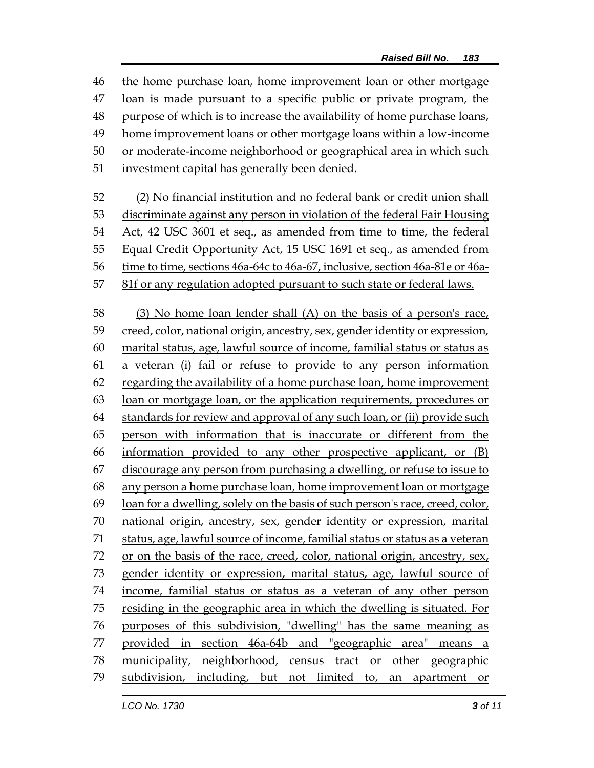the home purchase loan, home improvement loan or other mortgage loan is made pursuant to a specific public or private program, the purpose of which is to increase the availability of home purchase loans, home improvement loans or other mortgage loans within a low-income or moderate-income neighborhood or geographical area in which such investment capital has generally been denied.

<u>(2) No financial institution and no federal bank or credit union shall discriminate against any person in violation of the federal Fair Housing Act, 42 USC 3601 et seq., as amended from time to time, the federal Equal Credit Opportunity Act, 15 USC 1691 et seq., as amended from time to time, sections 46a-64c to 46a-67, inclusive, section 46a-81e or 46a-81f or any regulation adopted pursuant to such state or federal laws.</u>

<u>(3) No home loan lender shall (A) on the basis of a person's race, creed, color, national origin, ancestry, sex, gender identity or expression, marital status, age, lawful source of income, familial status or status as a veteran (i) fail or refuse to provide to any person information regarding the availability of a home purchase loan, home improvement loan or mortgage loan, or the application requirements, procedures or standards for review and approval of any such loan, or (ii) provide such person with information that is inaccurate or different from the information provided to any other prospective applicant, or (B) discourage any person from purchasing a dwelling, or refuse to issue to any person a home purchase loan, home improvement loan or mortgage loan for a dwelling, solely on the basis of such person's race, creed, color, national origin, ancestry, sex, gender identity or expression, marital status, age, lawful source of income, familial status or status as a veteran or on the basis of the race, creed, color, national origin, ancestry, sex, gender identity or expression, marital status, age, lawful source of income, familial status or status as a veteran of any other person residing in the geographic area in which the dwelling is situated. For purposes of this subdivision, "dwelling" has the same meaning as provided in section 46a-64b and "geographic area" means a municipality, neighborhood, census tract or other geographic subdivision, including, but not limited to, an apartment or</u>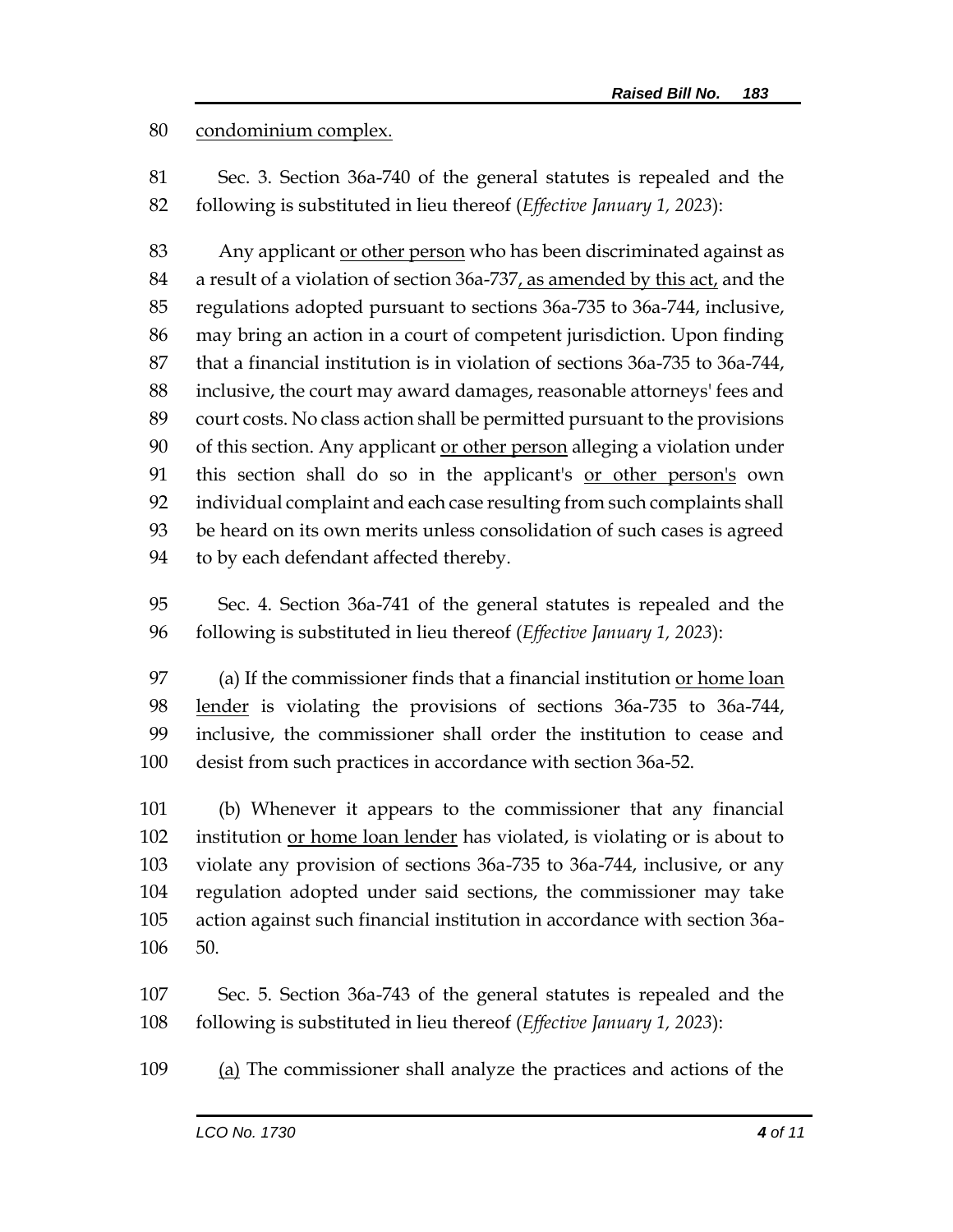condominium complex.

Sec. 3. Section 36a-740 of the general statutes is repealed and the following is substituted in lieu thereof (*Effective January 1, 2023*):

Any applicant or other person who has been discriminated against as a result of a violation of section 36a-737, as amended by this act, and the regulations adopted pursuant to sections 36a-735 to 36a-744, inclusive, may bring an action in a court of competent jurisdiction. Upon finding that a financial institution is in violation of sections 36a-735 to 36a-744, inclusive, the court may award damages, reasonable attorneys' fees and court costs. No class action shall be permitted pursuant to the provisions of this section. Any applicant or other person alleging a violation under this section shall do so in the applicant's or other person's own individual complaint and each case resulting from such complaints shall be heard on its own merits unless consolidation of such cases is agreed to by each defendant affected thereby.

Sec. 4. Section 36a-741 of the general statutes is repealed and the following is substituted in lieu thereof (*Effective January 1, 2023*):

(a) If the commissioner finds that a financial institution or home loan lender is violating the provisions of sections 36a-735 to 36a-744, inclusive, the commissioner shall order the institution to cease and desist from such practices in accordance with section 36a-52.

(b) Whenever it appears to the commissioner that any financial institution or home loan lender has violated, is violating or is about to violate any provision of sections 36a-735 to 36a-744, inclusive, or any regulation adopted under said sections, the commissioner may take action against such financial institution in accordance with section 36a-50.

Sec. 5. Section 36a-743 of the general statutes is repealed and the following is substituted in lieu thereof (*Effective January 1, 2023*):

(a) The commissioner shall analyze the practices and actions of the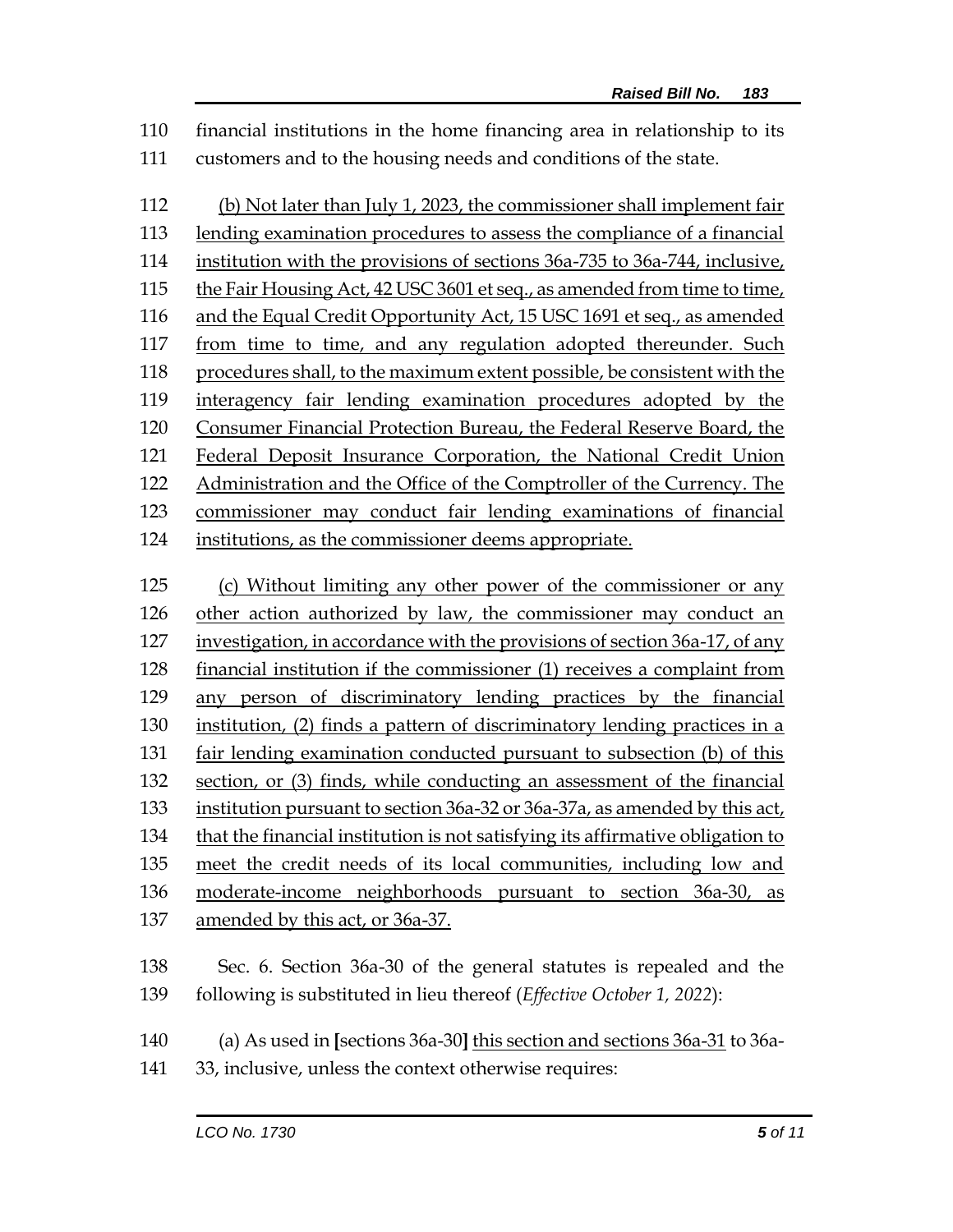financial institutions in the home financing area in relationship to its customers and to the housing needs and conditions of the state.

<u>(b) Not later than July 1, 2023, the commissioner shall implement fair lending examination procedures to assess the compliance of a financial institution with the provisions of sections 36a-735 to 36a-744, inclusive, the Fair Housing Act, 42 USC 3601 et seq., as amended from time to time, and the Equal Credit Opportunity Act, 15 USC 1691 et seq., as amended from time to time, and any regulation adopted thereunder. Such procedures shall, to the maximum extent possible, be consistent with the interagency fair lending examination procedures adopted by the Consumer Financial Protection Bureau, the Federal Reserve Board, the Federal Deposit Insurance Corporation, the National Credit Union Administration and the Office of the Comptroller of the Currency. The commissioner may conduct fair lending examinations of financial institutions, as the commissioner deems appropriate.</u>

<u>(c) Without limiting any other power of the commissioner or any other action authorized by law, the commissioner may conduct an investigation, in accordance with the provisions of section 36a-17, of any financial institution if the commissioner (1) receives a complaint from any person of discriminatory lending practices by the financial institution, (2) finds a pattern of discriminatory lending practices in a fair lending examination conducted pursuant to subsection (b) of this section, or (3) finds, while conducting an assessment of the financial institution pursuant to section 36a-32 or 36a-37a, as amended by this act, that the financial institution is not satisfying its affirmative obligation to meet the credit needs of its local communities, including low and moderate-income neighborhoods pursuant to section 36a-30, as amended by this act, or 36a-37.</u>

Sec. 6. Section 36a-30 of the general statutes is repealed and the following is substituted in lieu thereof (*Effective October 1, 2022*):

(a) As used in **[**sections 36a-30**]** <u>this section and sections 36a-31</u> to 36a-33, inclusive, unless the context otherwise requires: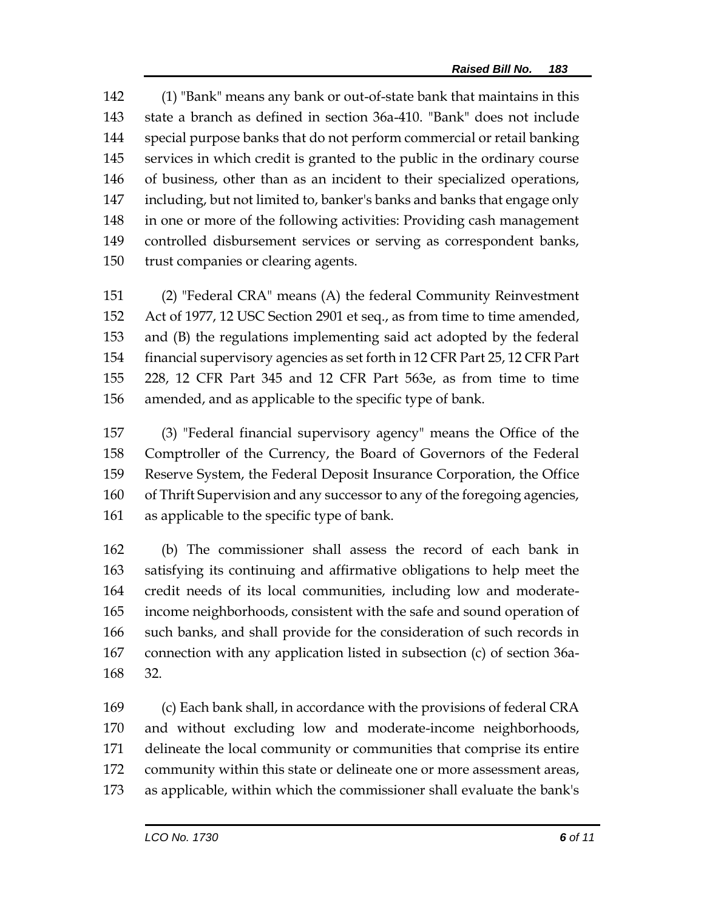(1) "Bank" means any bank or out-of-state bank that maintains in this state a branch as defined in section 36a-410. "Bank" does not include special purpose banks that do not perform commercial or retail banking services in which credit is granted to the public in the ordinary course of business, other than as an incident to their specialized operations, including, but not limited to, banker's banks and banks that engage only in one or more of the following activities: Providing cash management controlled disbursement services or serving as correspondent banks, trust companies or clearing agents.

(2) "Federal CRA" means (A) the federal Community Reinvestment Act of 1977, 12 USC Section 2901 et seq., as from time to time amended, and (B) the regulations implementing said act adopted by the federal financial supervisory agencies as set forth in 12 CFR Part 25, 12 CFR Part 228, 12 CFR Part 345 and 12 CFR Part 563e, as from time to time amended, and as applicable to the specific type of bank.

(3) "Federal financial supervisory agency" means the Office of the Comptroller of the Currency, the Board of Governors of the Federal Reserve System, the Federal Deposit Insurance Corporation, the Office of Thrift Supervision and any successor to any of the foregoing agencies, as applicable to the specific type of bank.

(b) The commissioner shall assess the record of each bank in satisfying its continuing and affirmative obligations to help meet the credit needs of its local communities, including low and moderate-income neighborhoods, consistent with the safe and sound operation of such banks, and shall provide for the consideration of such records in connection with any application listed in subsection (c) of section 36a-32.

(c) Each bank shall, in accordance with the provisions of federal CRA and without excluding low and moderate-income neighborhoods, delineate the local community or communities that comprise its entire community within this state or delineate one or more assessment areas, as applicable, within which the commissioner shall evaluate the bank's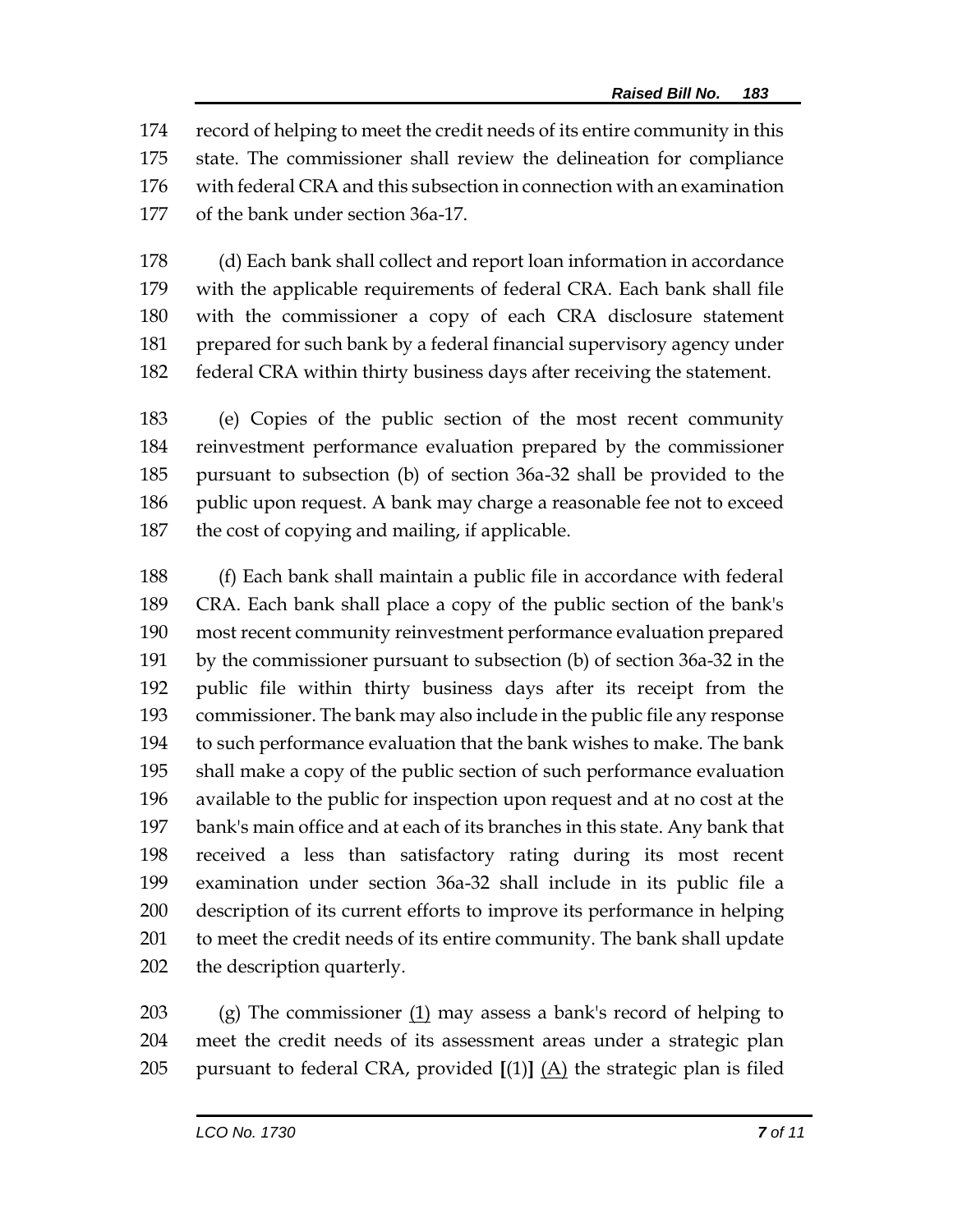record of helping to meet the credit needs of its entire community in this state. The commissioner shall review the delineation for compliance with federal CRA and this subsection in connection with an examination of the bank under section 36a-17.

(d) Each bank shall collect and report loan information in accordance with the applicable requirements of federal CRA. Each bank shall file with the commissioner a copy of each CRA disclosure statement prepared for such bank by a federal financial supervisory agency under federal CRA within thirty business days after receiving the statement.

(e) Copies of the public section of the most recent community reinvestment performance evaluation prepared by the commissioner pursuant to subsection (b) of section 36a-32 shall be provided to the public upon request. A bank may charge a reasonable fee not to exceed the cost of copying and mailing, if applicable.

(f) Each bank shall maintain a public file in accordance with federal CRA. Each bank shall place a copy of the public section of the bank's most recent community reinvestment performance evaluation prepared by the commissioner pursuant to subsection (b) of section 36a-32 in the public file within thirty business days after its receipt from the commissioner. The bank may also include in the public file any response to such performance evaluation that the bank wishes to make. The bank shall make a copy of the public section of such performance evaluation available to the public for inspection upon request and at no cost at the bank's main office and at each of its branches in this state. Any bank that received a less than satisfactory rating during its most recent examination under section 36a-32 shall include in its public file a description of its current efforts to improve its performance in helping to meet the credit needs of its entire community. The bank shall update the description quarterly.

(g) The commissioner <u>(1)</u> may assess a bank's record of helping to meet the credit needs of its assessment areas under a strategic plan pursuant to federal CRA, provided **[**(1)**]** <u>(A)</u> the strategic plan is filed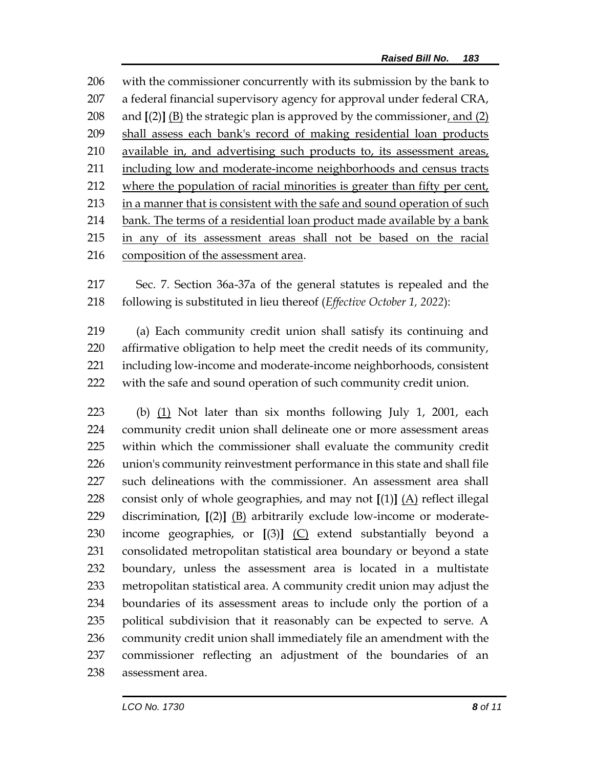with the commissioner concurrently with its submission by the bank to a federal financial supervisory agency for approval under federal CRA, and [(2)] <u>(B)</u> the strategic plan is approved by the commissioner<u>, and (2) shall assess each bank's record of making residential loan products available in, and advertising such products to, its assessment areas, including low and moderate-income neighborhoods and census tracts where the population of racial minorities is greater than fifty per cent, in a manner that is consistent with the safe and sound operation of such bank. The terms of a residential loan product made available by a bank in any of its assessment areas shall not be based on the racial composition of the assessment area</u>.

Sec. 7. Section 36a-37a of the general statutes is repealed and the following is substituted in lieu thereof (*Effective October 1, 2022*):

(a) Each community credit union shall satisfy its continuing and affirmative obligation to help meet the credit needs of its community, including low-income and moderate-income neighborhoods, consistent with the safe and sound operation of such community credit union.

(b) <u>(1)</u> Not later than six months following July 1, 2001, each community credit union shall delineate one or more assessment areas within which the commissioner shall evaluate the community credit union's community reinvestment performance in this state and shall file such delineations with the commissioner. An assessment area shall consist only of whole geographies, and may not [(1)] <u>(A)</u> reflect illegal discrimination, [(2)] <u>(B)</u> arbitrarily exclude low-income or moderate-income geographies, or [(3)] <u>(C)</u> extend substantially beyond a consolidated metropolitan statistical area boundary or beyond a state boundary, unless the assessment area is located in a multistate metropolitan statistical area. A community credit union may adjust the boundaries of its assessment areas to include only the portion of a political subdivision that it reasonably can be expected to serve. A community credit union shall immediately file an amendment with the commissioner reflecting an adjustment of the boundaries of an assessment area.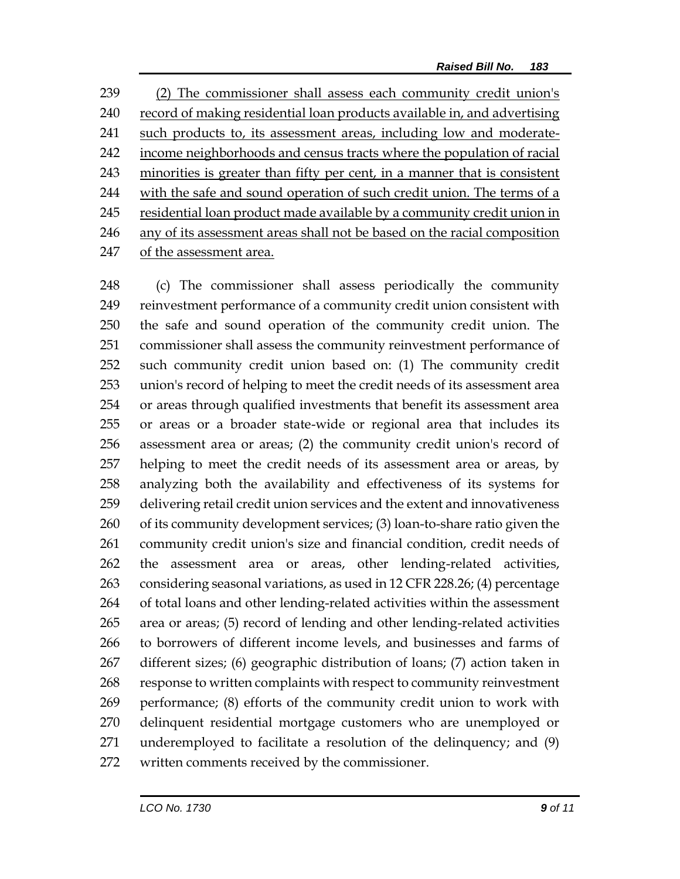(2) The commissioner shall assess each community credit union's record of making residential loan products available in, and advertising such products to, its assessment areas, including low and moderate-income neighborhoods and census tracts where the population of racial minorities is greater than fifty per cent, in a manner that is consistent with the safe and sound operation of such credit union. The terms of a residential loan product made available by a community credit union in any of its assessment areas shall not be based on the racial composition of the assessment area.

(c) The commissioner shall assess periodically the community reinvestment performance of a community credit union consistent with the safe and sound operation of the community credit union. The commissioner shall assess the community reinvestment performance of such community credit union based on: (1) The community credit union's record of helping to meet the credit needs of its assessment area or areas through qualified investments that benefit its assessment area or areas or a broader state-wide or regional area that includes its assessment area or areas; (2) the community credit union's record of helping to meet the credit needs of its assessment area or areas, by analyzing both the availability and effectiveness of its systems for delivering retail credit union services and the extent and innovativeness of its community development services; (3) loan-to-share ratio given the community credit union's size and financial condition, credit needs of the assessment area or areas, other lending-related activities, considering seasonal variations, as used in 12 CFR 228.26; (4) percentage of total loans and other lending-related activities within the assessment area or areas; (5) record of lending and other lending-related activities to borrowers of different income levels, and businesses and farms of different sizes; (6) geographic distribution of loans; (7) action taken in response to written complaints with respect to community reinvestment performance; (8) efforts of the community credit union to work with delinquent residential mortgage customers who are unemployed or underemployed to facilitate a resolution of the delinquency; and (9) written comments received by the commissioner.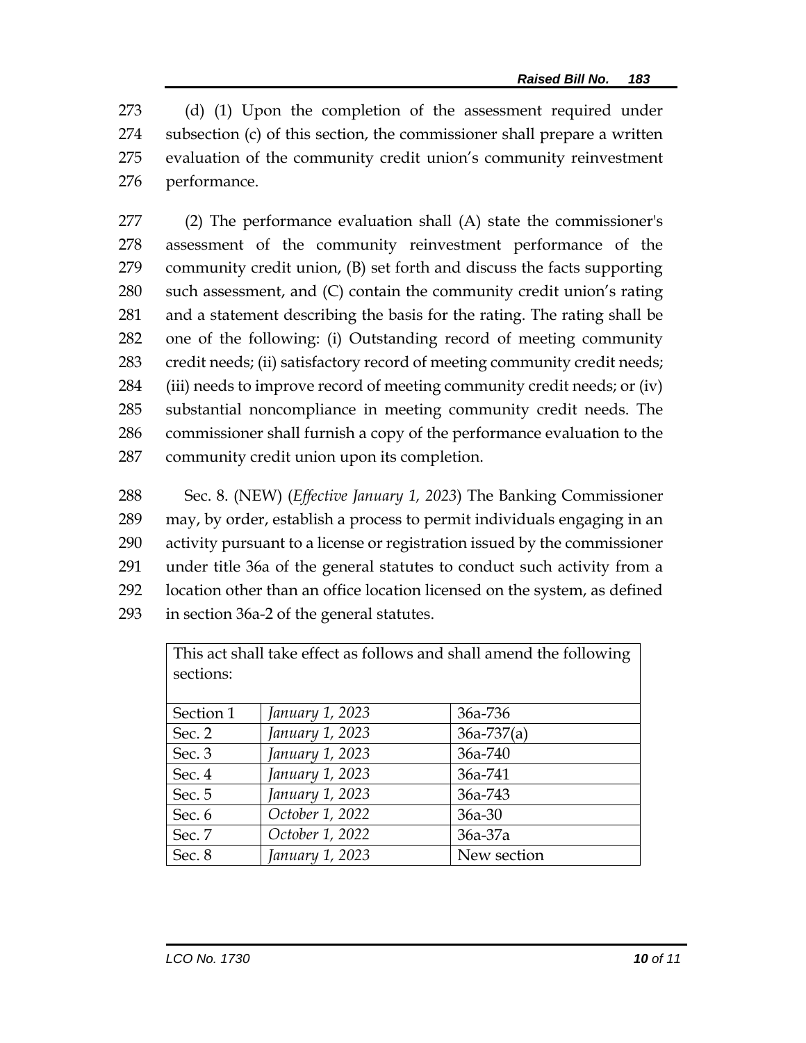(d) (1) Upon the completion of the assessment required under subsection (c) of this section, the commissioner shall prepare a written evaluation of the community credit union's community reinvestment performance.

(2) The performance evaluation shall (A) state the commissioner's assessment of the community reinvestment performance of the community credit union, (B) set forth and discuss the facts supporting such assessment, and (C) contain the community credit union's rating and a statement describing the basis for the rating. The rating shall be one of the following: (i) Outstanding record of meeting community credit needs; (ii) satisfactory record of meeting community credit needs; (iii) needs to improve record of meeting community credit needs; or (iv) substantial noncompliance in meeting community credit needs. The commissioner shall furnish a copy of the performance evaluation to the community credit union upon its completion.

Sec. 8. (NEW) (*Effective January 1, 2023*) The Banking Commissioner may, by order, establish a process to permit individuals engaging in an activity pursuant to a license or registration issued by the commissioner under title 36a of the general statutes to conduct such activity from a location other than an office location licensed on the system, as defined in section 36a-2 of the general statutes.

| This act shall take effect as follows and shall amend the following sections: | | |
|---|---|---|
| Section 1 | *January 1, 2023* | 36a-736 |
| Sec. 2 | *January 1, 2023* | 36a-737(a) |
| Sec. 3 | *January 1, 2023* | 36a-740 |
| Sec. 4 | *January 1, 2023* | 36a-741 |
| Sec. 5 | *January 1, 2023* | 36a-743 |
| Sec. 6 | *October 1, 2022* | 36a-30 |
| Sec. 7 | *October 1, 2022* | 36a-37a |
| Sec. 8 | *January 1, 2023* | New section |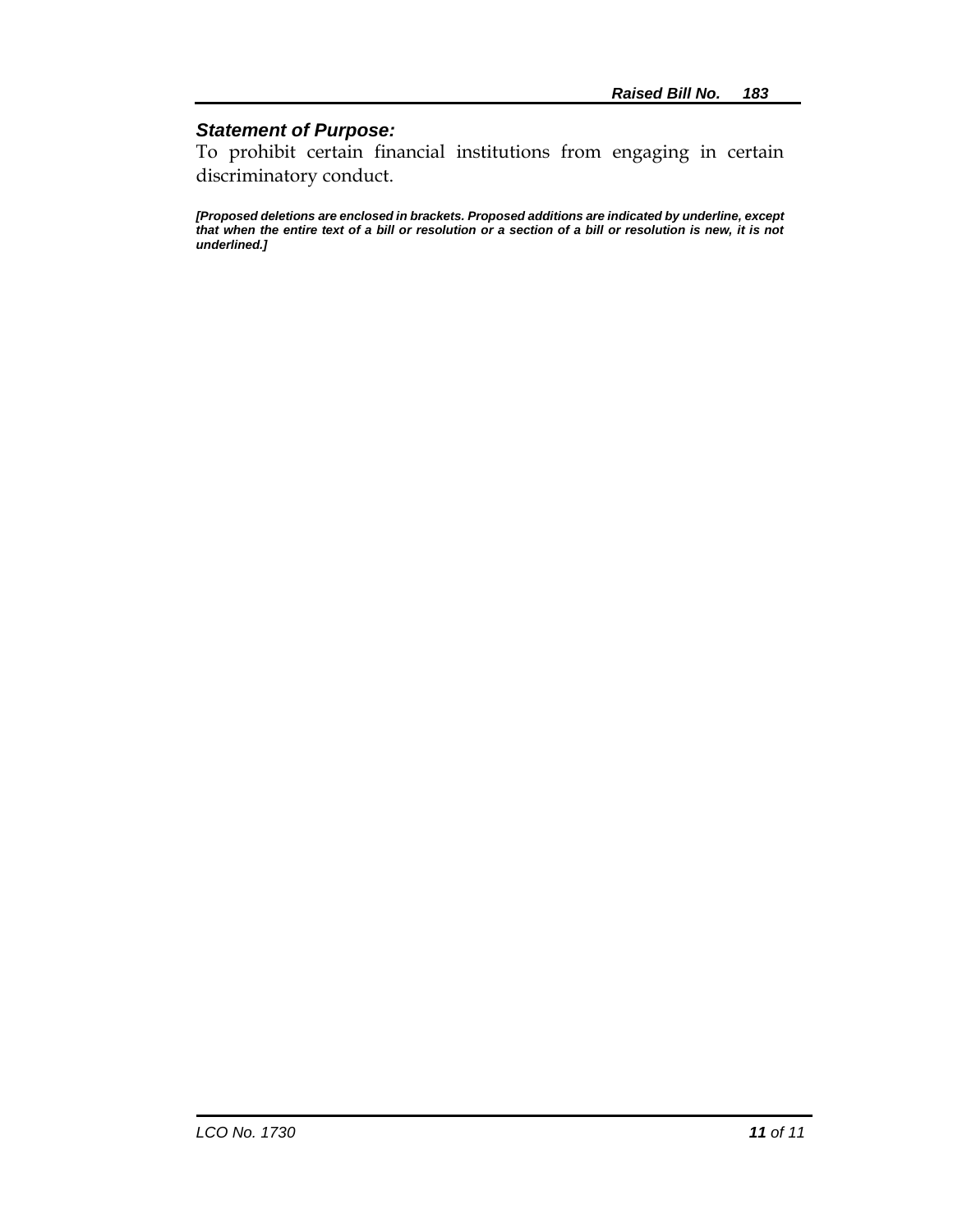### *Statement of Purpose:*

To prohibit certain financial institutions from engaging in certain discriminatory conduct.

***[Proposed deletions are enclosed in brackets. Proposed additions are indicated by underline, except that when the entire text of a bill or resolution or a section of a bill or resolution is new, it is not underlined.]***